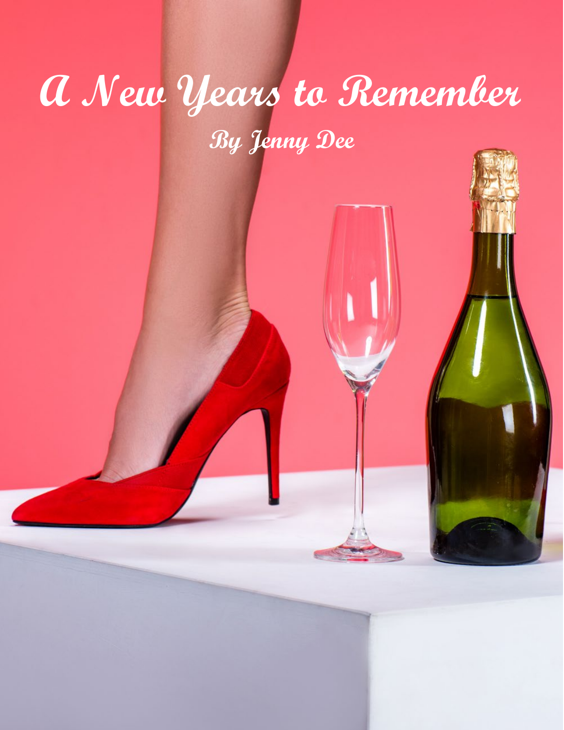# A New Years to Remember

By Jenny Dee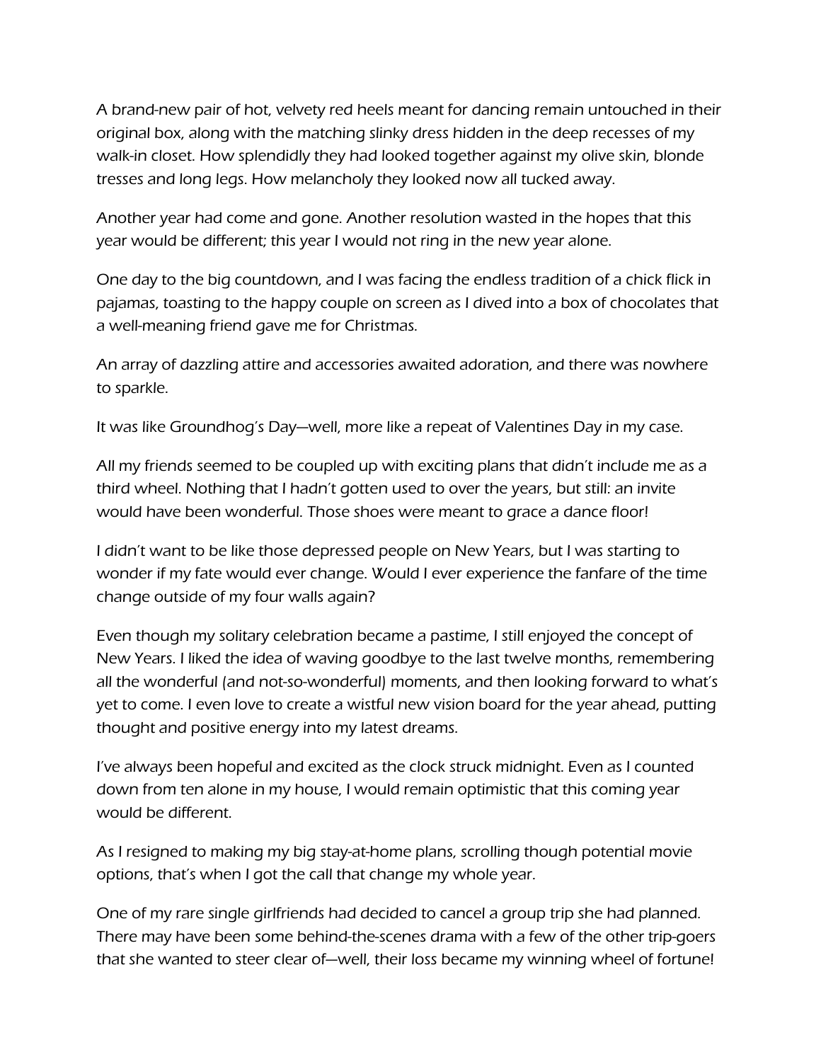A brand-new pair of hot, velvety red heels meant for dancing remain untouched in their original box, along with the matching slinky dress hidden in the deep recesses of my walk-in closet. How splendidly they had looked together against my olive skin, blonde tresses and long legs. How melancholy they looked now all tucked away.

Another year had come and gone. Another resolution wasted in the hopes that this year would be different; this year I would not ring in the new year alone.

One day to the big countdown, and I was facing the endless tradition of a chick flick in pajamas, toasting to the happy couple on screen as I dived into a box of chocolates that a well-meaning friend gave me for Christmas.

An array of dazzling attire and accessories awaited adoration, and there was nowhere to sparkle.

It was like Groundhog's Day—well, more like a repeat of Valentines Day in my case.

All my friends seemed to be coupled up with exciting plans that didn't include me as a third wheel. Nothing that I hadn't gotten used to over the years, but still: an invite would have been wonderful. Those shoes were meant to grace a dance floor!

I didn't want to be like those depressed people on New Years, but I was starting to wonder if my fate would ever change. Would I ever experience the fanfare of the time change outside of my four walls again?

Even though my solitary celebration became a pastime, I still enjoyed the concept of New Years. I liked the idea of waving goodbye to the last twelve months, remembering all the wonderful (and not-so-wonderful) moments, and then looking forward to what's yet to come. I even love to create a wistful new vision board for the year ahead, putting thought and positive energy into my latest dreams.

I've always been hopeful and excited as the clock struck midnight. Even as I counted down from ten alone in my house, I would remain optimistic that this coming year would be different.

As I resigned to making my big stay-at-home plans, scrolling though potential movie options, that's when I got the call that change my whole year.

One of my rare single girlfriends had decided to cancel a group trip she had planned. There may have been some behind-the-scenes drama with a few of the other trip-goers that she wanted to steer clear of—well, their loss became my winning wheel of fortune!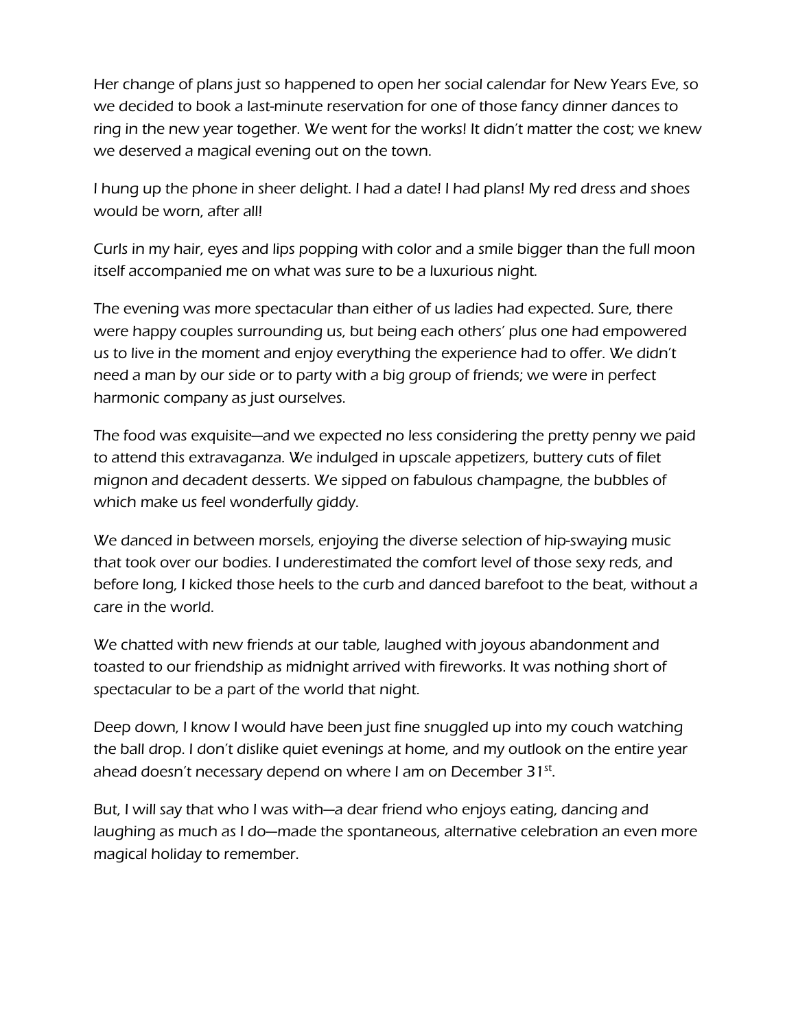Her change of plans just so happened to open her social calendar for New Years Eve, so we decided to book a last-minute reservation for one of those fancy dinner dances to ring in the new year together. We went for the works! It didn't matter the cost; we knew we deserved a magical evening out on the town.

I hung up the phone in sheer delight. I had a date! I had plans! My red dress and shoes would be worn, after all!

Curls in my hair, eyes and lips popping with color and a smile bigger than the full moon itself accompanied me on what was sure to be a luxurious night.

The evening was more spectacular than either of us ladies had expected. Sure, there were happy couples surrounding us, but being each others' plus one had empowered us to live in the moment and enjoy everything the experience had to offer. We didn't need a man by our side or to party with a big group of friends; we were in perfect harmonic company as just ourselves.

The food was exquisite—and we expected no less considering the pretty penny we paid to attend this extravaganza. We indulged in upscale appetizers, buttery cuts of filet mignon and decadent desserts. We sipped on fabulous champagne, the bubbles of which make us feel wonderfully giddy.

We danced in between morsels, enjoying the diverse selection of hip-swaying music that took over our bodies. I underestimated the comfort level of those sexy reds, and before long, I kicked those heels to the curb and danced barefoot to the beat, without a care in the world.

We chatted with new friends at our table, laughed with joyous abandonment and toasted to our friendship as midnight arrived with fireworks. It was nothing short of spectacular to be a part of the world that night.

Deep down, I know I would have been just fine snuggled up into my couch watching the ball drop. I don't dislike quiet evenings at home, and my outlook on the entire year ahead doesn't necessary depend on where I am on December 31st.

But, I will say that who I was with—a dear friend who enjoys eating, dancing and laughing as much as I do—made the spontaneous, alternative celebration an even more magical holiday to remember.